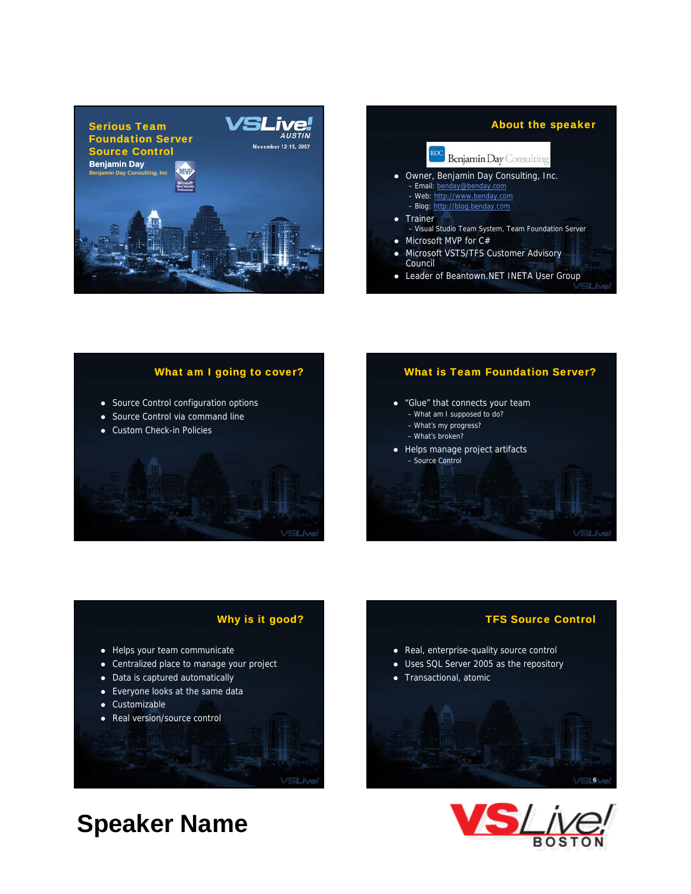## Serious Team Foundation Server Source Control

**Benjamin Day**

Benjamin Day Consulting, Inc

VSLive! AUSTIN

November 12-15, 2007

## About the speaker

Benjamin Day Consulting

- Owner, Benjamin Day Consulting, Inc.
  - Email: benday@benday.com
  - Web: http://www.benday.com
  - Blog: http://blog.benday.com
- Trainer
  - Visual Studio Team System, Team Foundation Server
- Microsoft MVP for C#
- Microsoft VSTS/TFS Customer Advisory Council
- Leader of Beantown.NET INETA User Group

## What am I going to cover?

- Source Control configuration options
- Source Control via command line
- Custom Check-in Policies

## What is Team Foundation Server?

- "Glue" that connects your team
  - What am I supposed to do?
  - What's my progress?
  - What's broken?
- Helps manage project artifacts
  - Source Control

## Why is it good?

- Helps your team communicate
- Centralized place to manage your project
- Data is captured automatically
- Everyone looks at the same data
- Customizable
- Real version/source control

## TFS Source Control

- Real, enterprise-quality source control
- Uses SQL Server 2005 as the repository
- Transactional, atomic

# Speaker Name

VSLive! BOSTON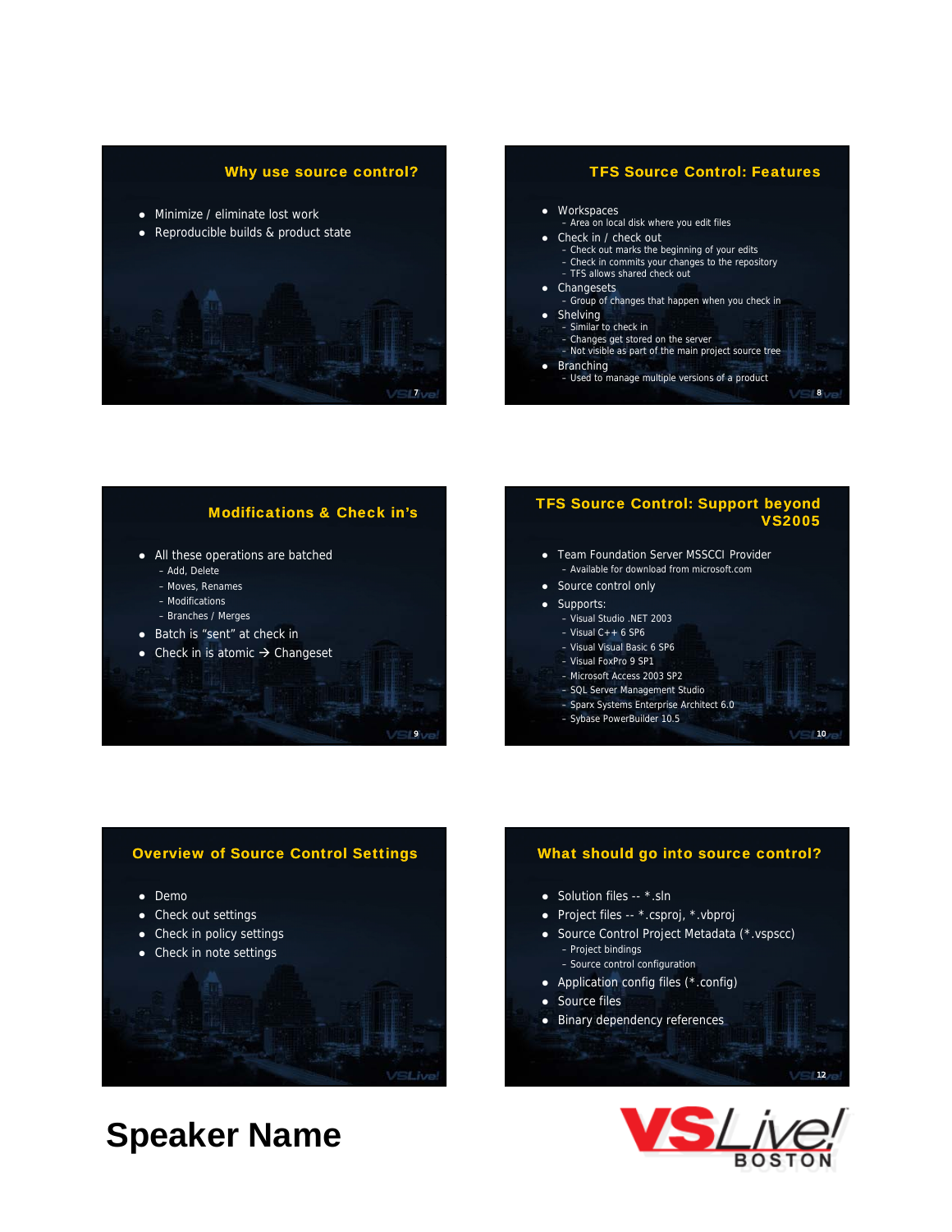## Why use source control?

- Minimize / eliminate lost work
- Reproducible builds & product state

## TFS Source Control: Features

- Workspaces
  - Area on local disk where you edit files
- Check in / check out
  - Check out marks the beginning of your edits
  - Check in commits your changes to the repository
  - TFS allows shared check out
- Changesets
  - Group of changes that happen when you check in
- Shelving
  - Similar to check in
  - Changes get stored on the server
  - Not visible as part of the main project source tree
- Branching
  - Used to manage multiple versions of a product

## Modifications & Check in's

- All these operations are batched
  - Add, Delete
  - Moves, Renames
  - Modifications
  - Branches / Merges
- Batch is "sent" at check in
- Check in is atomic → Changeset

## TFS Source Control: Support beyond VS2005

- Team Foundation Server MSSCCI Provider
  - Available for download from microsoft.com
- Source control only
- Supports:
  - Visual Studio .NET 2003
  - Visual C++ 6 SP6
  - Visual Visual Basic 6 SP6
  - Visual FoxPro 9 SP1
  - Microsoft Access 2003 SP2
  - SQL Server Management Studio
  - Sparx Systems Enterprise Architect 6.0
  - Sybase PowerBuilder 10.5

## Overview of Source Control Settings

- Demo
- Check out settings
- Check in policy settings
- Check in note settings

## What should go into source control?

- Solution files -- *.sln
- Project files -- *.csproj, *.vbproj
- Source Control Project Metadata (*.vspscc)
  - Project bindings
  - Source control configuration
- Application config files (*.config)
- Source files
- Binary dependency references

**Speaker Name**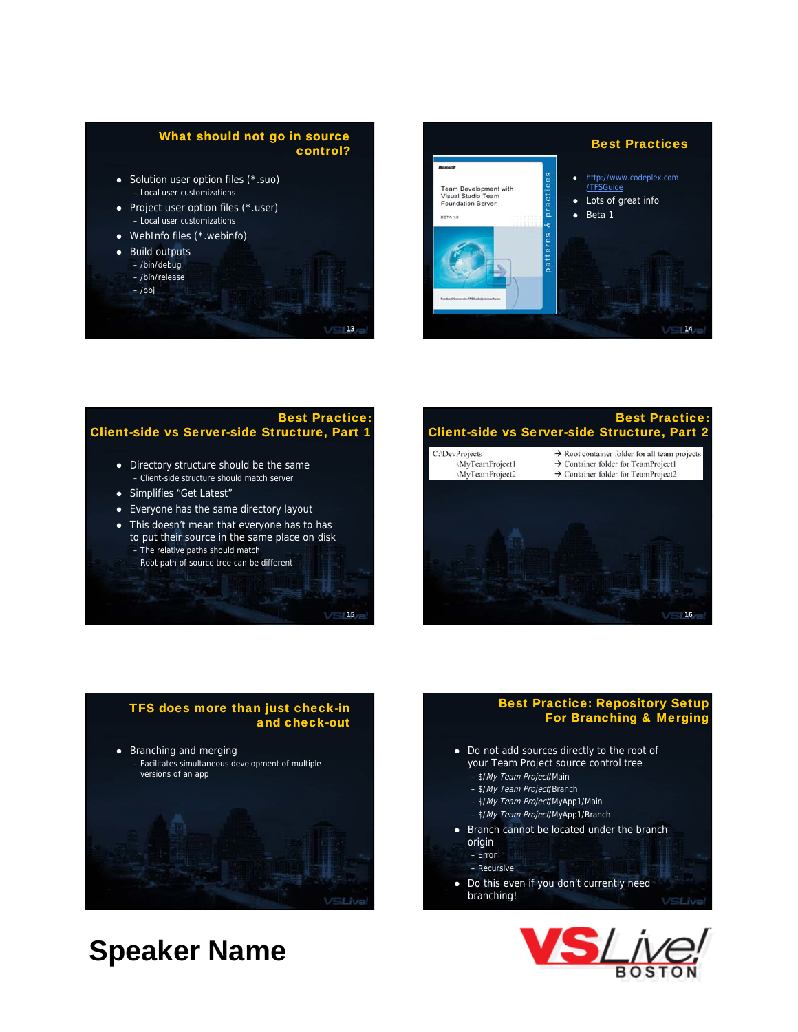## What should not go in source control?

- Solution user option files (*.suo)
  - Local user customizations
- Project user option files (*.user)
  - Local user customizations
- WebInfo files (*.webinfo)
- Build outputs
  - /bin/debug
  - /bin/release
  - /obj

## Best Practices

- http://www.codeplex.com/TFSGuide
- Lots of great info
- Beta 1

## Best Practice: Client-side vs Server-side Structure, Part 1

- Directory structure should be the same
  - Client-side structure should match server
- Simplifies "Get Latest"
- Everyone has the same directory layout
- This doesn't mean that everyone has to has to put their source in the same place on disk
  - The relative paths should match
  - Root path of source tree can be different

## Best Practice: Client-side vs Server-side Structure, Part 2

| | |
|---|---|
| C:\DevProjects | → Root container folder for all team projects |
| \MyTeamProject1 | → Container folder for TeamProject1 |
| \MyTeamProject2 | → Container folder for TeamProject2 |

## TFS does more than just check-in and check-out

- Branching and merging
  - Facilitates simultaneous development of multiple versions of an app

## Best Practice: Repository Setup For Branching & Merging

- Do not add sources directly to the root of your Team Project source control tree
  - $/*My Team Project*/Main
  - $/*My Team Project*/Branch
  - $/*My Team Project*/MyApp1/Main
  - $/*My Team Project*/MyApp1/Branch
- Branch cannot be located under the branch origin
  - Error
  - Recursive
- Do this even if you don't currently need branching!

**Speaker Name**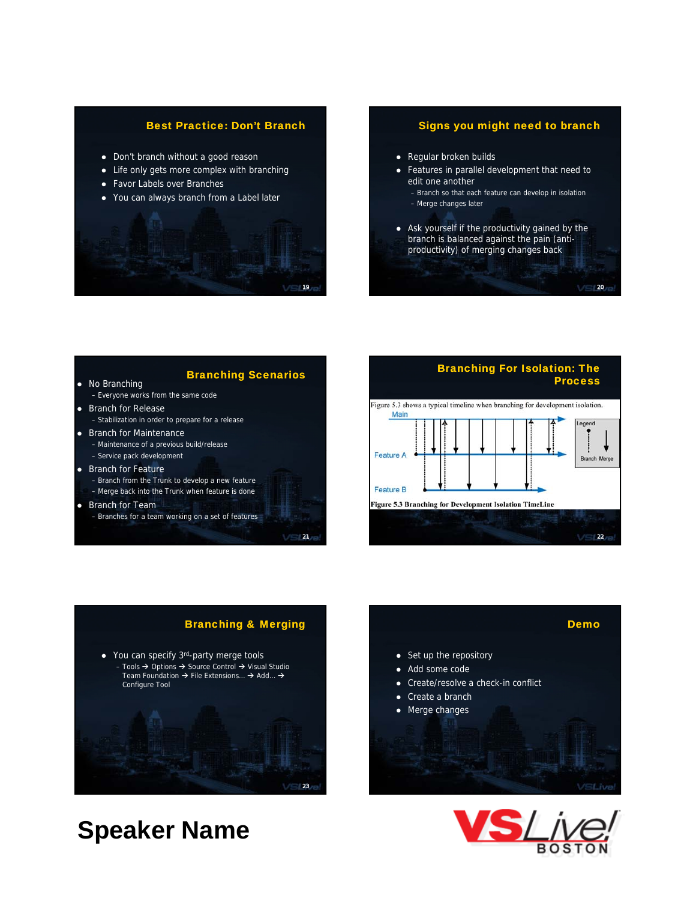## Best Practice: Don't Branch

- Don't branch without a good reason
- Life only gets more complex with branching
- Favor Labels over Branches
- You can always branch from a Label later

## Signs you might need to branch

- Regular broken builds
- Features in parallel development that need to edit one another
  - Branch so that each feature can develop in isolation
  - Merge changes later
- Ask yourself if the productivity gained by the branch is balanced against the pain (anti-productivity) of merging changes back

## Branching Scenarios

- No Branching
  - Everyone works from the same code
- Branch for Release
  - Stabilization in order to prepare for a release
- Branch for Maintenance
  - Maintenance of a previous build/release
  - Service pack development
- Branch for Feature
  - Branch from the Trunk to develop a new feature
  - Merge back into the Trunk when feature is done
- Branch for Team
  - Branches for a team working on a set of features

## Branching For Isolation: The Process

Figure 5.3 shows a typical timeline when branching for development isolation.

Main

Feature A

Feature B

Legend

Branch Merge

Figure 5.3 Branching for Development Isolation TimeLine

## Branching & Merging

- You can specify 3[rd]-party merge tools
  - Tools → Options → Source Control → Visual Studio Team Foundation → File Extensions... → Add... → Configure Tool

## Demo

- Set up the repository
- Add some code
- Create/resolve a check-in conflict
- Create a branch
- Merge changes

# Speaker Name

VSLive! BOSTON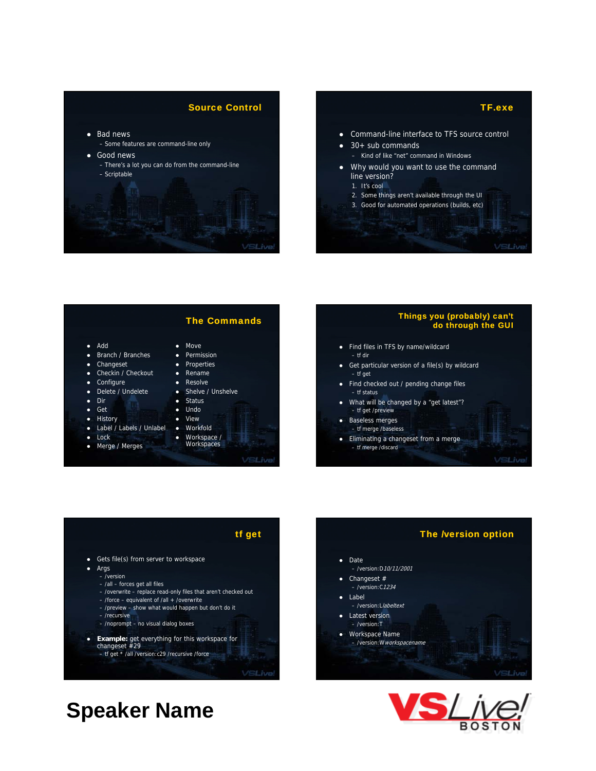## Source Control

- Bad news
  - Some features are command-line only
- Good news
  - There's a lot you can do from the command-line
  - Scriptable

## TF.exe

- Command-line interface to TFS source control
- 30+ sub commands
  - Kind of like "net" command in Windows
- Why would you want to use the command line version?
  1. It's cool
  2. Some things aren't available through the UI
  3. Good for automated operations (builds, etc)

## The Commands

- Add
- Branch / Branches
- Changeset
- Checkin / Checkout
- Configure
- Delete / Undelete
- Dir
- Get
- History
- Label / Labels / Unlabel
- Lock
- Merge / Merges
- Move
- Permission
- Properties
- Rename
- Resolve
- Shelve / Unshelve
- Status
- Undo
- View
- Workfold
- Workspace / Workspaces

## Things you (probably) can't do through the GUI

- Find files in TFS by name/wildcard
  - tf dir
- Get particular version of a file(s) by wildcard
  - tf get
- Find checked out / pending change files
  - tf status
- What will be changed by a "get latest"?
  - tf get /preview
- Baseless merges
  - tf merge /baseless
- Eliminating a changeset from a merge
  - tf merge /discard

## tf get

- Gets file(s) from server to workspace
- Args
  - /version
  - /all – forces get all files
  - /overwrite – replace read-only files that aren't checked out
  - /force – equivalent of /all + /overwrite
  - /preview – show what would happen but don't do it
  - /recursive
  - /noprompt – no visual dialog boxes
- **Example:** get everything for this workspace for changeset #29
  - tf get * /all /version:c29 /recursive /force

## The /version option

- Date
  - /version:D*10/11/2001*
- Changeset #
  - /version:C*1234*
- Label
  - /version:L*labeltext*
- Latest version
  - /version:T
- Workspace Name
  - /version:W*workspacename*

# Speaker Name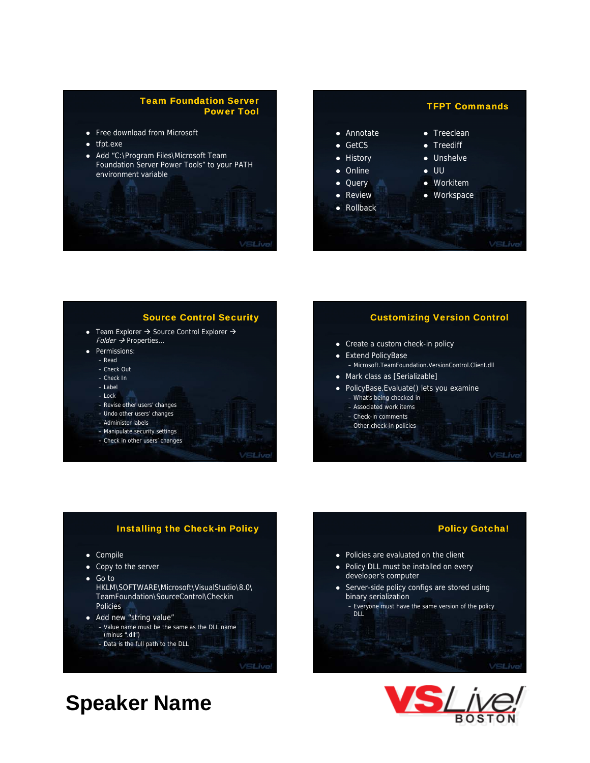## Team Foundation Server Power Tool

- Free download from Microsoft
- tfpt.exe
- Add “C:\Program Files\Microsoft Team Foundation Server Power Tools” to your PATH environment variable

## TFPT Commands

- Annotate
- GetCS
- History
- Online
- Query
- Review
- Rollback
- Treeclean
- Treediff
- Unshelve
- UU
- Workitem
- Workspace

## Source Control Security

- Team Explorer → Source Control Explorer → *Folder* → Properties…
- Permissions:
  - Read
  - Check Out
  - Check In
  - Label
  - Lock
  - Revise other users’ changes
  - Undo other users’ changes
  - Administer labels
  - Manipulate security settings
  - Check in other users’ changes

## Customizing Version Control

- Create a custom check-in policy
- Extend PolicyBase
  - Microsoft.TeamFoundation.VersionControl.Client.dll
- Mark class as [Serializable]
- PolicyBase.Evaluate() lets you examine
  - What’s being checked in
  - Associated work items
  - Check-in comments
  - Other check-in policies

## Installing the Check-in Policy

- Compile
- Copy to the server
- Go to HKLM\SOFTWARE\Microsoft\VisualStudio\8.0\TeamFoundation\SourceControl\Checkin Policies
- Add new “string value”
  - Value name must be the same as the DLL name (minus “.dll”)
  - Data is the full path to the DLL

## Policy Gotcha!

- Policies are evaluated on the client
- Policy DLL must be installed on every developer’s computer
- Server-side policy configs are stored using binary serialization
  - Everyone must have the same version of the policy DLL

**Speaker Name**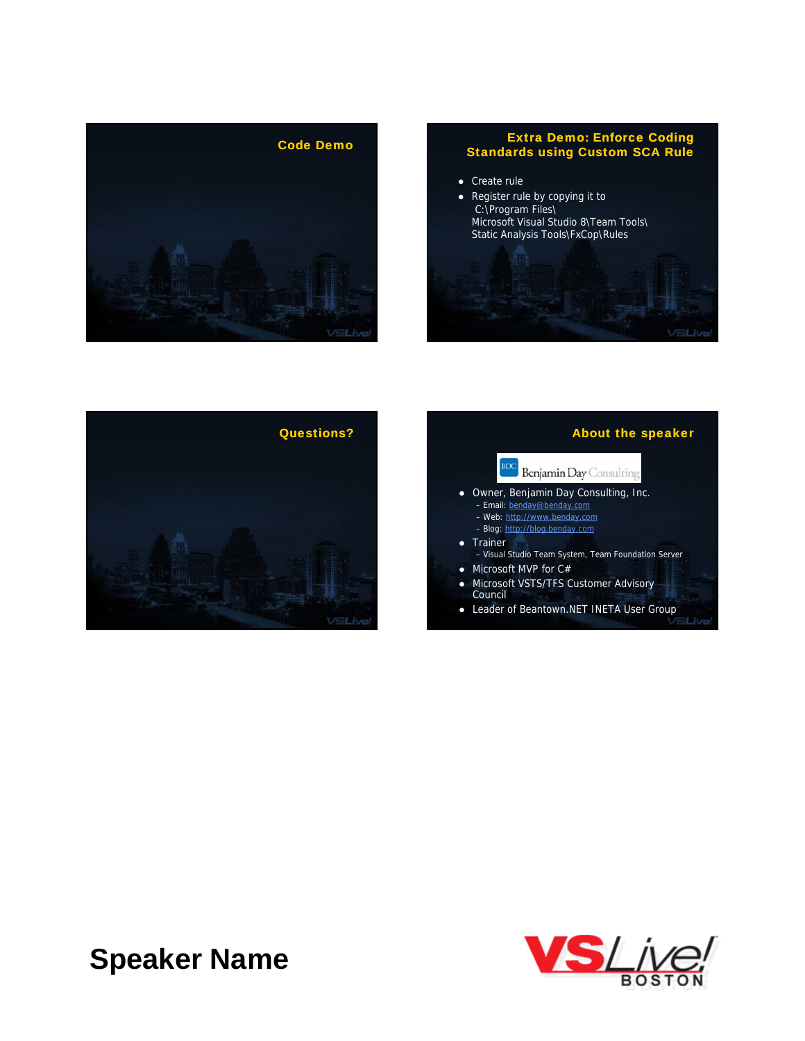## Code Demo

## Extra Demo: Enforce Coding Standards using Custom SCA Rule

- Create rule
- Register rule by copying it to C:\Program Files\ Microsoft Visual Studio 8\Team Tools\ Static Analysis Tools\FxCop\Rules

## Questions?

## About the speaker

Benjamin Day Consulting

- Owner, Benjamin Day Consulting, Inc.
  - Email: benday@benday.com
  - Web: http://www.benday.com
  - Blog: http://blog.benday.com
- Trainer
  - Visual Studio Team System, Team Foundation Server
- Microsoft MVP for C#
- Microsoft VSTS/TFS Customer Advisory Council
- Leader of Beantown.NET INETA User Group

**Speaker Name**